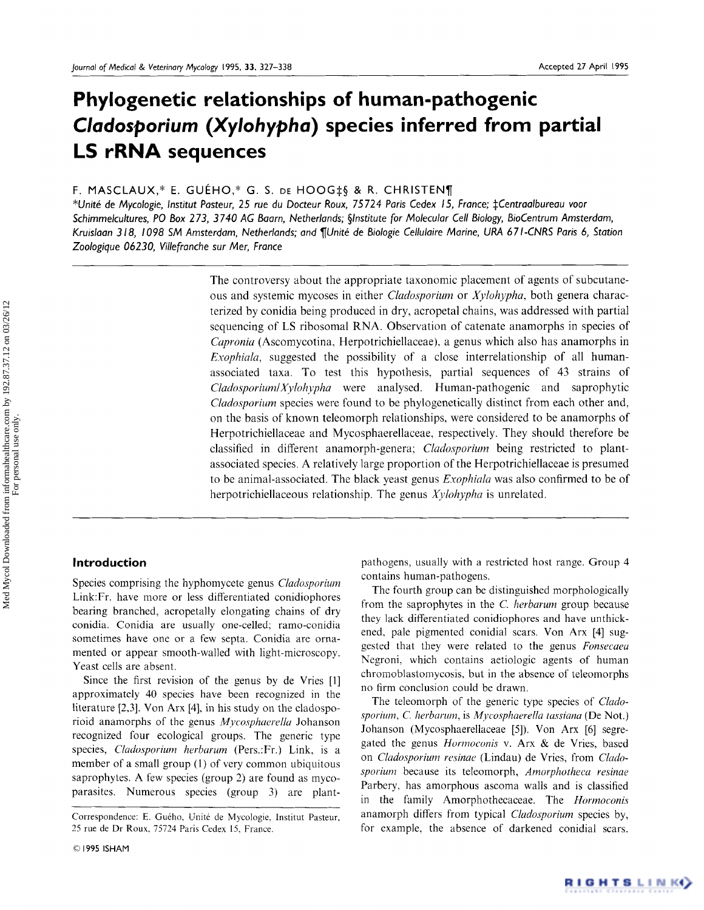# Phylogenetic relationships of human-pathogenic *Cladosporium* (*Xylohypha*) species inferred from partial LS rRNA sequences

F. MASCLAUX,* E. GUÉHO,* G. S. DE HOOG‡§ & R. CHRISTEN¶

*Unité de Mycologie, Institut Pasteur, 25 rue du Docteur Roux, 75724 Paris Cedex 15, France; ‡Centraalbureau voor Schimmelcultures, PO Box 273, 3740 AG Baarn, Netherlands; §Institute for Molecular Cell Biology, BioCentrum Amsterdam, Kruislaan 318, 1098 SM Amsterdam, Netherlands; and ¶Unité de Biologie Cellulaire Marine, URA 671-CNRS Paris 6, Station Zoologique 06230, Villefranche sur Mer, France

Accepted 27 April 1995

The controversy about the appropriate taxonomic placement of agents of subcutaneous and systemic mycoses in either *Cladosporium* or *Xylohypha*, both genera characterized by conidia being produced in dry, acropetal chains, was addressed with partial sequencing of LS ribosomal RNA. Observation of catenate anamorphs in species of *Capronia* (Ascomycotina, Herpotrichiellaceae), a genus which also has anamorphs in *Exophiala*, suggested the possibility of a close interrelationship of all human-associated taxa. To test this hypothesis, partial sequences of 43 strains of *Cladosporium*/*Xylohypha* were analysed. Human-pathogenic and saprophytic *Cladosporium* species were found to be phylogenetically distinct from each other and, on the basis of known teleomorph relationships, were considered to be anamorphs of Herpotrichiellaceae and Mycosphaerellaceae, respectively. They should therefore be classified in different anamorph-genera; *Cladosporium* being restricted to plant-associated species. A relatively large proportion of the Herpotrichiellaceae is presumed to be animal-associated. The black yeast genus *Exophiala* was also confirmed to be of herpotrichiellaceous relationship. The genus *Xylohypha* is unrelated.

## Introduction

Species comprising the hyphomycete genus *Cladosporium* Link:Fr. have more or less differentiated conidiophores bearing branched, acropetally elongating chains of dry conidia. Conidia are usually one-celled; ramo-conidia sometimes have one or a few septa. Conidia are ornamented or appear smooth-walled with light-microscopy. Yeast cells are absent.

Since the first revision of the genus by de Vries [1] approximately 40 species have been recognized in the literature [2,3]. Von Arx [4], in his study on the cladosporioid anamorphs of the genus *Mycosphaerella* Johanson recognized four ecological groups. The generic type species, *Cladosporium herbarum* (Pers.:Fr.) Link, is a member of a small group (1) of very common ubiquitous saprophytes. A few species (group 2) are found as mycoparasites. Numerous species (group 3) are plant-pathogens, usually with a restricted host range. Group 4 contains human-pathogens.

The fourth group can be distinguished morphologically from the saprophytes in the *C. herbarum* group because they lack differentiated conidiophores and have unthickened, pale pigmented conidial scars. Von Arx [4] suggested that they were related to the genus *Fonsecaea* Negroni, which contains aetiologic agents of human chromoblastomycosis, but in the absence of teleomorphs no firm conclusion could be drawn.

The teleomorph of the generic type species of *Cladosporium*, *C. herbarum*, is *Mycosphaerella tassiana* (De Not.) Johanson (Mycosphaerellaceae [5]). Von Arx [6] segregated the genus *Hormoconis* v. Arx & de Vries, based on *Cladosporium resinae* (Lindau) de Vries, from *Cladosporium* because its teleomorph, *Amorphotheca resinae* Parbery, has amorphous ascoma walls and is classified in the family Amorphothecaceae. The *Hormoconis* anamorph differs from typical *Cladosporium* species by, for example, the absence of darkened conidial scars.

Correspondence: E. Guého, Unité de Mycologie, Institut Pasteur, 25 rue de Dr Roux, 75724 Paris Cedex 15, France.

© 1995 ISHAM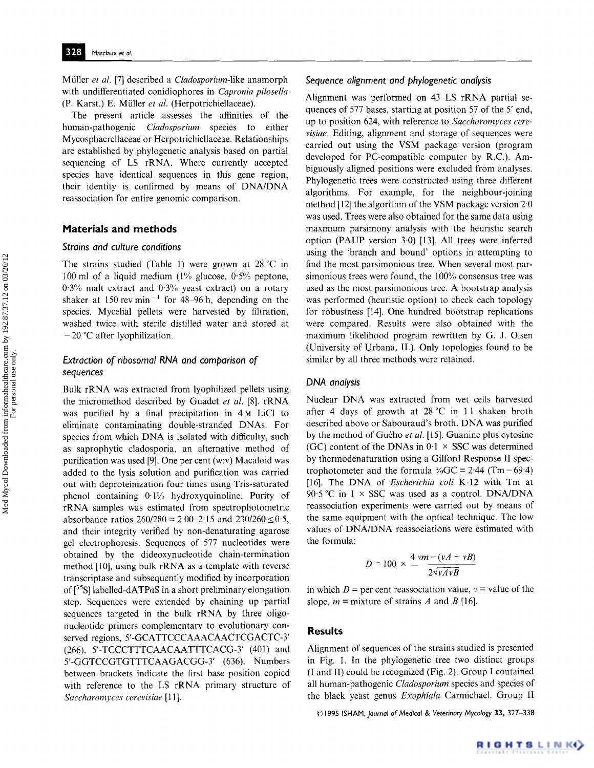Müller *et al.* [7] described a *Cladosporium*-like anamorph with undifferentiated conidiophores in *Capronia pilosella* (P. Karst.) E. Müller *et al.* (Herpotrichiellaceae).

The present article assesses the affinities of the human-pathogenic *Cladosporium* species to either Mycosphaerellaceae or Herpotrichiellaceae. Relationships are established by phylogenetic analysis based on partial sequencing of LS rRNA. Where currently accepted species have identical sequences in this gene region, their identity is confirmed by means of DNA/DNA reassociation for entire genomic comparison.

## Materials and methods

### Strains and culture conditions

The strains studied (Table 1) were grown at 28 °C in 100 ml of a liquid medium (1% glucose, 0·5% peptone, 0·3% malt extract and 0·3% yeast extract) on a rotary shaker at 150 rev min$^{-1}$ for 48–96 h, depending on the species. Mycelial pellets were harvested by filtration, washed twice with sterile distilled water and stored at −20 °C after lyophilization.

### Extraction of ribosomal RNA and comparison of sequences

Bulk rRNA was extracted from lyophilized pellets using the micromethod described by Guadet *et al.* [8]. rRNA was purified by a final precipitation in 4 M LiCl to eliminate contaminating double-stranded DNAs. For species from which DNA is isolated with difficulty, such as saprophytic cladosporia, an alternative method of purification was used [9]. One per cent (w:v) Macaloid was added to the lysis solution and purification was carried out with deproteinization four times using Tris-saturated phenol containing 0·1% hydroxyquinoline. Purity of rRNA samples was estimated from spectrophotometric absorbance ratios 260/280 = 2·00–2·15 and 230/260 ≤ 0·5, and their integrity verified by non-denaturating agarose gel electrophoresis. Sequences of 577 nucleotides were obtained by the dideoxynucleotide chain-termination method [10], using bulk rRNA as a template with reverse transcriptase and subsequently modified by incorporation of [$^{35}$S] labelled-dATPαS in a short preliminary elongation step. Sequences were extended by chaining up partial sequences targeted in the bulk rRNA by three oligonucleotide primers complementary to evolutionary conserved regions, 5′-GCATTCCCAAACAACTCGACTC-3′ (266), 5′-TCCCTTTCAACAATTTCACG-3′ (401) and 5′-GGTCCGTGTTTCAAGACGG-3′ (636). Numbers between brackets indicate the first base position copied with reference to the LS rRNA primary structure of *Saccharomyces cerevisiae* [11].

### Sequence alignment and phylogenetic analysis

Alignment was performed on 43 LS rRNA partial sequences of 577 bases, starting at position 57 of the 5′ end, up to position 624, with reference to *Saccharomyces cerevisiae*. Editing, alignment and storage of sequences were carried out using the VSM package version (program developed for PC-compatible computer by R.C.). Ambiguously aligned positions were excluded from analyses. Phylogenetic trees were constructed using three different algorithms. For example, for the neighbour-joining method [12] the algorithm of the VSM package version 2·0 was used. Trees were also obtained for the same data using maximum parsimony analysis with the heuristic search option (PAUP version 3·0) [13]. All trees were inferred using the 'branch and bound' options in attempting to find the most parsimonious tree. When several most parsimonious trees were found, the 100% consensus tree was used as the most parsimonious tree. A bootstrap analysis was performed (heuristic option) to check each topology for robustness [14]. One hundred bootstrap replications were compared. Results were also obtained with the maximum likelihood program rewritten by G. J. Olsen (University of Urbana, IL). Only topologies found to be similar by all three methods were retained.

### DNA analysis

Nuclear DNA was extracted from wet cells harvested after 4 days of growth at 28 °C in 1 l shaken broth described above or Sabouraud's broth. DNA was purified by the method of Guého *et al.* [15]. Guanine plus cytosine (GC) content of the DNAs in 0·1 × SSC was determined by thermodenaturation using a Gilford Response II spectrophotometer and the formula %GC = 2·44 (Tm − 69·4) [16]. The DNA of *Escherichia coli* K-12 with Tm at 90·5 °C in 1 × SSC was used as a control. DNA/DNA reassociation experiments were carried out by means of the same equipment with the optical technique. The low values of DNA/DNA reassociations were estimated with the formula:

$$D = 100 \times \frac{4\ vm - (vA + vB)}{2\sqrt{vA\,vB}}$$

in which $D$ = per cent reassociation value, $v$ = value of the slope, $m$ = mixture of strains $A$ and $B$ [16].

## Results

Alignment of sequences of the strains studied is presented in Fig. 1. In the phylogenetic tree two distinct groups (I and II) could be recognized (Fig. 2). Group I contained all human-pathogenic *Cladosporium* species and species of the black yeast genus *Exophiala* Carmichael. Group II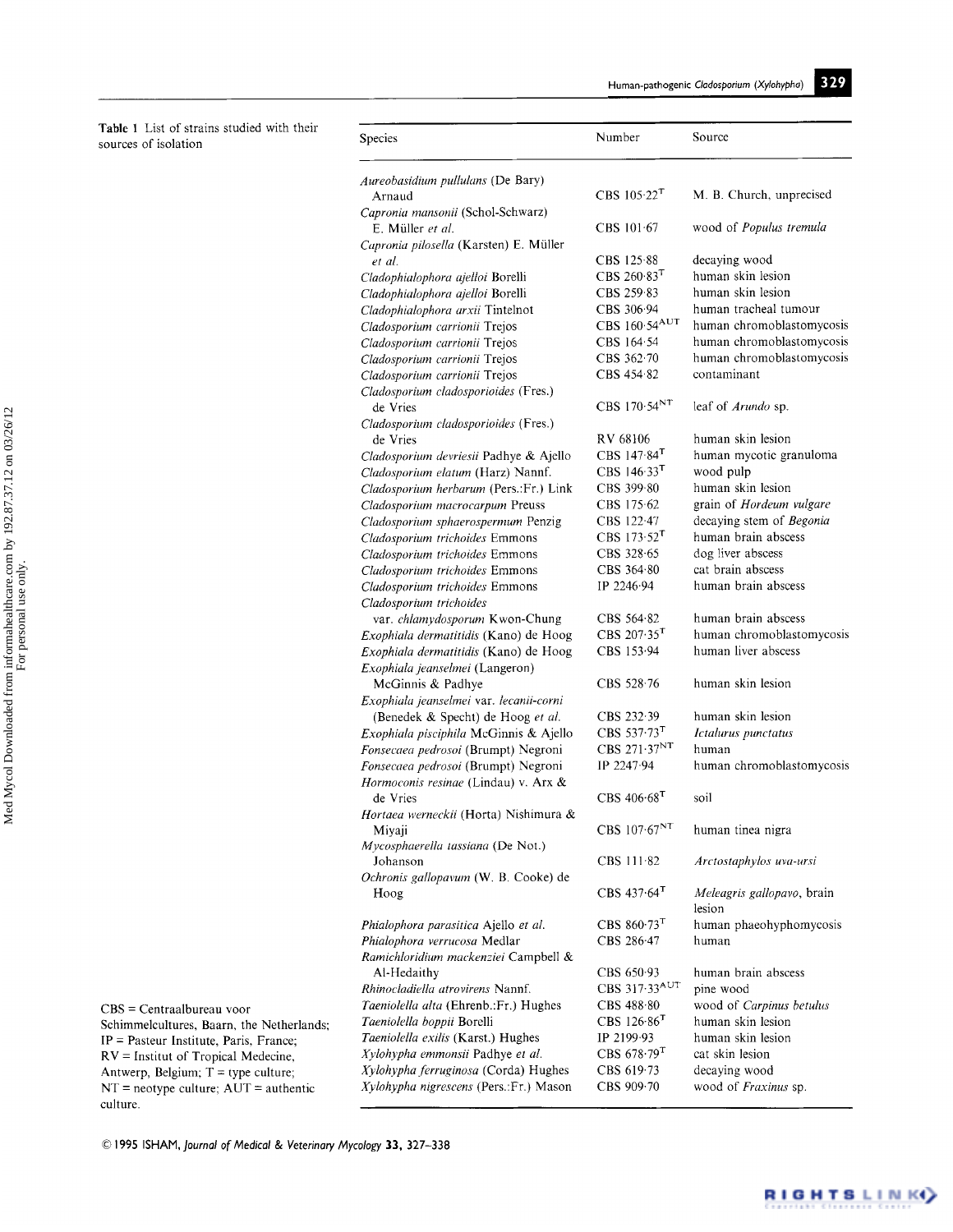**Table 1** List of strains studied with their sources of isolation

| Species | Number | Source |
|---|---|---|
| *Aureobasidium pullulans* (De Bary) Arnaud | CBS 105·22$^{T}$ | M. B. Church, unprecised |
| *Capronia mansonii* (Schol-Schwarz) E. Müller *et al.* | CBS 101·67 | wood of *Populus tremula* |
| *Capronia pilosella* (Karsten) E. Müller *et al.* | CBS 125·88 | decaying wood |
| *Cladophialophora ajelloi* Borelli | CBS 260·83$^{T}$ | human skin lesion |
| *Cladophialophora ajelloi* Borelli | CBS 259·83 | human skin lesion |
| *Cladophialophora arxii* Tintelnot | CBS 306·94 | human tracheal tumour |
| *Cladosporium carrionii* Trejos | CBS 160·54$^{AUT}$ | human chromoblastomycosis |
| *Cladosporium carrionii* Trejos | CBS 164·54 | human chromoblastomycosis |
| *Cladosporium carrionii* Trejos | CBS 362·70 | human chromoblastomycosis |
| *Cladosporium carrionii* Trejos | CBS 454·82 | contaminant |
| *Cladosporium cladosporioides* (Fres.) de Vries | CBS 170·54$^{NT}$ | leaf of *Arundo* sp. |
| *Cladosporium cladosporioides* (Fres.) de Vries | RV 68106 | human skin lesion |
| *Cladosporium devriesii* Padhye & Ajello | CBS 147·84$^{T}$ | human mycotic granuloma |
| *Cladosporium elatum* (Harz) Nannf. | CBS 146·33$^{T}$ | wood pulp |
| *Cladosporium herbarum* (Pers.:Fr.) Link | CBS 399·80 | human skin lesion |
| *Cladosporium macrocarpum* Preuss | CBS 175·62 | grain of *Hordeum vulgare* |
| *Cladosporium sphaerospermum* Penzig | CBS 122·47 | decaying stem of *Begonia* |
| *Cladosporium trichoides* Emmons | CBS 173·52$^{T}$ | human brain abscess |
| *Cladosporium trichoides* Emmons | CBS 328·65 | dog liver abscess |
| *Cladosporium trichoides* Emmons | CBS 364·80 | cat brain abscess |
| *Cladosporium trichoides* Emmons | IP 2246·94 | human brain abscess |
| *Cladosporium trichoides* var. *chlamydosporum* Kwon-Chung | CBS 564·82 | human brain abscess |
| *Exophiala dermatitidis* (Kano) de Hoog | CBS 207·35$^{T}$ | human chromoblastomycosis |
| *Exophiala dermatitidis* (Kano) de Hoog | CBS 153·94 | human liver abscess |
| *Exophiala jeanselmei* (Langeron) McGinnis & Padhye | CBS 528·76 | human skin lesion |
| *Exophiala jeanselmei* var. *lecanii-corni* (Benedek & Specht) de Hoog *et al.* | CBS 232·39 | human skin lesion |
| *Exophiala pisciphila* McGinnis & Ajello | CBS 537·73$^{T}$ | *Ictalurus punctatus* |
| *Fonsecaea pedrosoi* (Brumpt) Negroni | CBS 271·37$^{NT}$ | human |
| *Fonsecaea pedrosoi* (Brumpt) Negroni | IP 2247·94 | human chromoblastomycosis |
| *Hormoconis resinae* (Lindau) v. Arx & de Vries | CBS 406·68$^{T}$ | soil |
| *Hortaea werneckii* (Horta) Nishimura & Miyaji | CBS 107·67$^{NT}$ | human tinea nigra |
| *Mycosphaerella tassiana* (De Not.) Johanson | CBS 111·82 | *Arctostaphylos uva-ursi* |
| *Ochronis gallopavum* (W. B. Cooke) de Hoog | CBS 437·64$^{T}$ | *Meleagris gallopavo*, brain lesion |
| *Phialophora parasitica* Ajello *et al.* | CBS 860·73$^{T}$ | human phaeohyphomycosis |
| *Phialophora verrucosa* Medlar | CBS 286·47 | human |
| *Ramichloridium mackenziei* Campbell & Al-Hedaithy | CBS 650·93 | human brain abscess |
| *Rhinocladiella atrovirens* Nannf. | CBS 317·33$^{AUT}$ | pine wood |
| *Taeniolella alta* (Ehrenb.:Fr.) Hughes | CBS 488·80 | wood of *Carpinus betulus* |
| *Taeniolella boppii* Borelli | CBS 126·86$^{T}$ | human skin lesion |
| *Taeniolella exilis* (Karst.) Hughes | IP 2199·93 | human skin lesion |
| *Xylohypha emmonsii* Padhye *et al.* | CBS 678·79$^{T}$ | cat skin lesion |
| *Xylohypha ferruginosa* (Corda) Hughes | CBS 619·73 | decaying wood |
| *Xylohypha nigrescens* (Pers.:Fr.) Mason | CBS 909·70 | wood of *Fraxinus* sp. |

CBS = Centraalbureau voor Schimmelcultures, Baarn, the Netherlands; IP = Pasteur Institute, Paris, France; RV = Institut of Tropical Medecine, Antwerp, Belgium; T = type culture; NT = neotype culture; AUT = authentic culture.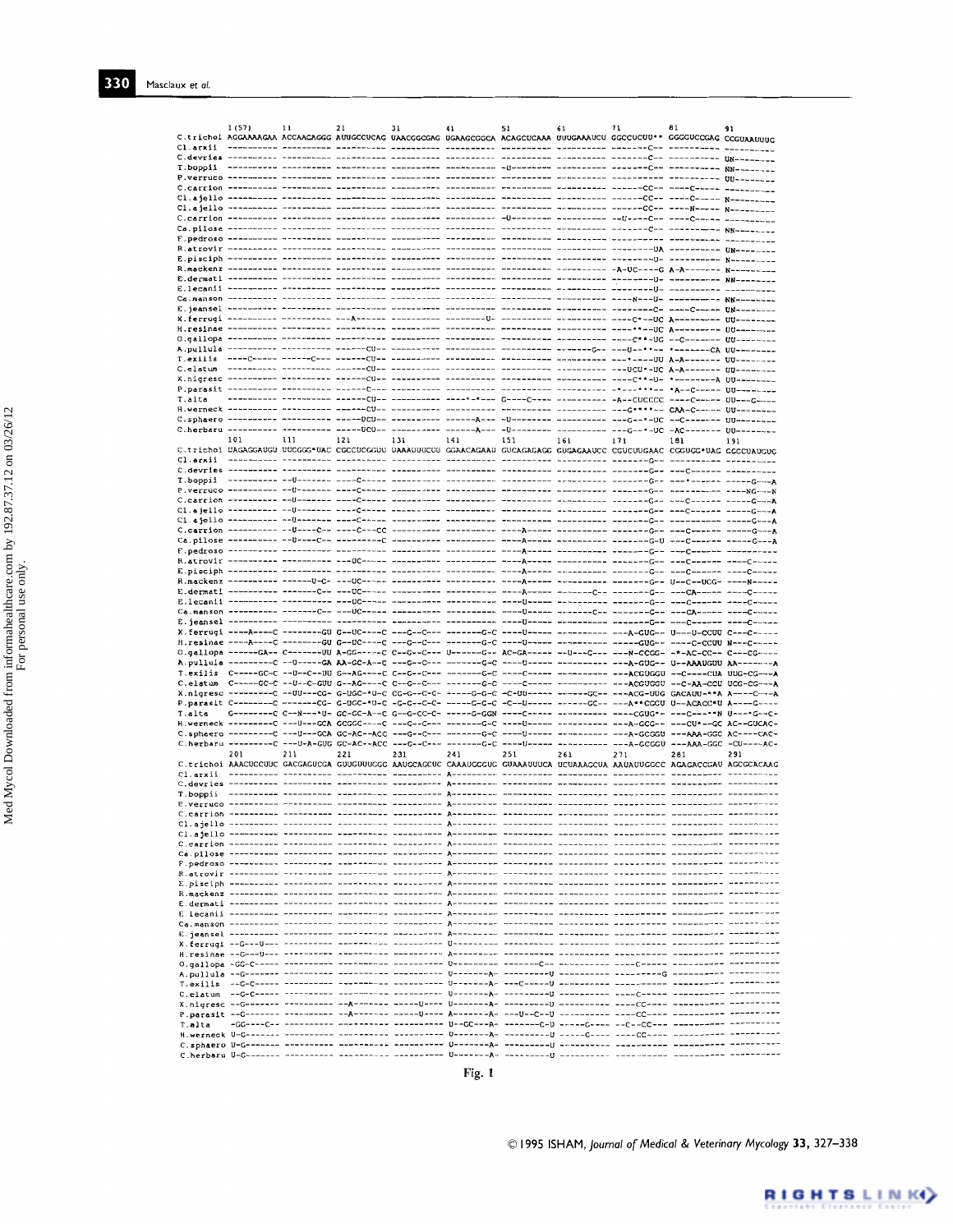```
        1(57)      11         21         31         41         51         61         71         81         91
C.trichoi AGGAAAAGAA ACCAACAGGG AUUGCCUCAG UAACGGCGAG UGAAGCGGCA ACAGCUCAAA UUUGAAAUCU GGCCUCUU** GGGGUCCGAG CCGUAAUUUG
Cl.arxii  ---------- ---------- ---------- ---------- ---------- ---------- ---------- -------C-- ---------- ----------
C.devries ---------- ---------- ---------- ---------- ---------- ---------- ---------- -------C-- ---------- UN--------
T.boppii  ---------- ---------- ---------- ---------- ---------- -U-------- ---------- -------C-- ---------- NN--------
F.verruco ---------- ---------- ---------- ---------- ---------- ---------- ---------- ---------- ---------- UU--------
C.carrion ---------- ---------- ---------- ---------- ---------- ---------- ---------- ------CC-- ----C----- ----------
Cl.ajello ---------- ---------- ---------- ---------- ---------- ---------- ---------- ------CC-- ----C----- N---------
Cl.ajello ---------- ---------- ---------- ---------- ---------- ---------- ---------- ------CC-- ----N----- N---------
C.carrion ---------- ---------- ---------- ---------- ---------- -U-------- ---------- --U----C-- ----C----- ----------
Ca.pilose ---------- ---------- ---------- ---------- ---------- ---------- ---------- -------C-- ---------- NN--------
F.pedroso ---------- ---------- ---------- ---------- ---------- ---------- ---------- ---------- ---------- ----------
R.atrovir ---------- ---------- ---------- ---------- ---------- ---------- ---------- --------UA ---------- UN--------
E.pisciph ---------- ---------- ---------- ---------- ---------- ---------- ---------- --------U- ---------- N---------
R.mackenz ---------- ---------- ---------- ---------- ---------- ---------- ---------- -A-UC----G A-A------- N---------
E.dermati ---------- ---------- ---------- ---------- ---------- ---------- ---------- --------U- ---------- NN--------
E.lecanii ---------- ---------- ---------- ---------- ---------- ---------- ---------- --------U- ---------- ----------
Ca.manson ---------- ---------- ---------- ---------- ---------- ---------- ---------- ----N---U- ---------- NN--------
E.jeansel ---------- ---------- ---------- ---------- ---------- ---------- ---------- -------C-- ----C----- UN--------
X.ferrugi ---------- ---------- ---A------ ---------- ---------U- ---------- ---------- ----C*--UC A--------- UU--------
H.resinae ---------- ---------- ---------- ---------- ---------- ---------- ---------- ----**--UC A--------- UU--------
O.gallopa ---------- ---------- ---------- ---------- ---------- ---------- ---------- ----C**-UG --C------- UU--------
A.pullula ---------- ---------- -------CU- ---------- ---------- ---------- -------G-- ---U--**-- *-------CA UU--------
T.exilis  ----C----- ------C--- -------CU- ---------- ---------- ---------- ---------- ---*----UU A-A------- UU--------
C.elatum  ---------- ---------- -------CU- ---------- ---------- ---------- ---------- ---UCU*-UC A-A------- UU--------
X.nigresc ---------- ---------- -------CU- ---------- ---------- ---------- ---------- ----C**-U- *--------A UU--------
P.parasit ---------- ---------- -------C-- ---------- ---------- ---------- ---------- -*---***-- *A--C----- UU--------
T.alta    ---------- ---------- -------CU- ---------- ----*-*--- G----C---- ---------- -A--CUCCCC ----C----- UU---G----
H.werneck ---------- ---------- -------CU- ---------- ---------- ---------- ---------- ---G****-- CAA-C----- UU--------
C.sphaero ---------- ---------- ------UCU- ---------- ------A--- -U-------- ---------- ---G--*-UC --C------- UU--------
C.herbaru ---------- ---------- ------UCU- ---------- ------A--- -U-------- ---------- ---G--*-UC -AC------- UU--------
          101        111        121        131        141        151        161        171        181        191
C.trichoi UAGAGGAUGU UUCGGG*UAC CGCCUCGGUU UAAAUUUCUU GGAACAGAAU GUCAGAGAGG GUGAGAAUCC CGUCUUGAAC CGGUGG*UAG CGCCUAUGUG
Cl.arxii  ---------- ---------- ---------- ---------- ---------- ---------- ---------- -------G-- ---------- ----------
C.devries ---------- ---------- ---------- ---------- ---------- ---------- ---------- -------G-- ---C------ ----------
T.boppii  ---------- --U------- ----C----- ---------- ---------- ---------- ---------- -------G-- ---*------ -----G---A
F.verruco ---------- --U------- ----C----- ---------- ---------- ---------- ---------- -------G-- ---------- ----NG---N
C.carrion ---------- --U------- ----C----- ---------- ---------- ---------- ---------- -------G-- ---C------ -----G---A
Cl.ajello ---------- --U------- ----C----- ---------- ---------- ---------- ---------- -------G-- ---C------ -----G---A
Cl.ajello ---------- --U------- ----C----- ---------- ---------- ---------- ---------- -------C-- ---C------ -----G---A
C.carrion ---------- --U----C-- ----C---CC ---------- ---------- ---A------ ---------- -------G-- ---C------ -----G---A
Ca.pilose ---------- --U----C-- ---------C ---------- ---------- ---A------ ---------- -------G-U ---C------ -----G---A
F.pedroso ---------- ---------- ---------- ---------- ---------- ---A------ ---------- -------G-- ---C------ ----------
R.atrovir ---------- ---------- ---UC----- ---------- ---------- ---A------ ---------- -------G-- ---C------ ----C-----
E.pisciph ---------- ---------- ---------- ---------- ---------- ---A------ ---------- -------G-- ---C------ ----C-----
R.mackenz ---------- ------U-C- ---UC----- ---------- ---------- ---A------ ---------- -------G-- U--C--UCG- ----N-----
E.dermati ---------- -------C-- ---UC----- ---------- ---------- ---A------ -------C-- -------G-- ---CA----- ----C-----
E.lecanii ---------- ---------- ---UC----- ---------- ---------- ---U------ ---------- -------G-- ---C------ ----C-----
Ca.manson ---------- -------C-- ---UC----- ---------- ---------- ---U------ -------C-- -------G-- ---CA----- ----C-----
E.jeansel ---------- ---------- ---------- ---------- ---------- ---U------ ---------- -------G-- ---C------ ----C-----
X.ferrugi ----A----C ---------- G--UC----C ---G--C--- -------G-C ---U------ ---------- ---A-GUG-- U---U-CCUU C---C-----
H.resinae ----A----C --------GU G--UC----C ---G--C--- -------G-C ---U------ ---------- -------GUG-- -----C-CCUU N---C-----
O.gallopa -------GA- C-------UU A-GG-----C C--G--C--- U--------- AC-GA----- --U---C--- ---N-CCGC- -*-AC-CC-- C---CG----
A.pullula ---------C --U----GA AA-GC-A--C ---G--C--- -------G-C ----U----- ---------- ---A-GUG-- U--AAAUGUU AA-------A
T.exilis  C-----GC-C --U--C--UU G--AG----C C--G--C--- -------G-C ----C----- ---------- ---ACGUGGU --C----CUA UUG-CG---A
C.elatum  C-----GC-C --U--C-GUU G--AG----C C--G--C--- -------G-C ----C----- ---------- ---ACGUGGU --C-AA-CCU UCG-CG---A
X.nigresc ---------C --UU---CG- G-UGC-*U-C CG-G--C-C- ------G-G-C --C-UU---- ------GC-- ---ACG-UUG GACAUU-**A A----C---A
P.parasit C--------C --------CG- G-UGC-*U-C -G-G--C-C- ------G-G-C --C--U---- ------GC-- ---A**CGGU U--ACACC*U A----G----
T.alta    G--------C C--N---*U- GC-GC-A--C G--G-CC-C- ------G-GGN ----C----- ---------- ----CGUG*- ---C---**N U---*G--C-
H.werneck ---------C ---U---GCA GCGGC----C ---G--C--- -------G-C ----U----- ---------- ---A-GCG-- ----CU*--GC AC--GUCAC-
C.sphaero ---------C ---U---GCA GC-AC--ACC ---G--C--- -------G-C ----U----- ---------- ---A-GCGGU ---AAA-GGC AC----CAC-
C.herbaru ---------C ---U-A-GUG GC-AC--ACC ---G--C--- -------G-C ----U----- ---------- ---A-GCGGU ---AAA-GGC -CU----AC-
          201        211        221        231        241        251        261        271        281        291
C.trichoi AAACUCCUUC GACGAGUCGA GUUGUUUGGG AAUGCAGCUC CAAAUGGGUG GUAAAUUUCA UCUAAAGCUA AAUAUUGGCC AGAGACCGAU AGCGCACAAG
Cl.arxii  ---------- ---------- ---------- ---------- A--------- ---------- ---------- ---------- ---------- ----------
C.devries ---------- ---------- ---------- ---------- A--------- ---------- ---------- ---------- ---------- ----------
T.boppii  ---------- ---------- ---------- ---------- A--------- ---------- ---------- ---------- ---------- ----------
F.verruco ---------- ---------- ---------- ---------- A--------- ---------- ---------- ---------- ---------- ----------
C.carrion ---------- ---------- ---------- ---------- A--------- ---------- ---------- ---------- ---------- ----------
Cl.ajello ---------- ---------- ---------- ---------- A--------- ---------- ---------- ---------- ---------- ----------
Cl.ajello ---------- ---------- ---------- ---------- A--------- ---------- ---------- ---------- ---------- ----------
C.carrion ---------- ---------- ---------- ---------- A--------- ---------- ---------- ---------- ---------- ----------
Ca.pilose ---------- ---------- ---------- ---------- A--------- ---------- ---------- ---------- ---------- ----------
F.pedroso ---------- ---------- ---------- ---------- A--------- ---------- ---------- ---------- ---------- ----------
R.atrovir ---------- ---------- ---------- ---------- A--------- ---------- ---------- ---------- ---------- ----------
E.pisciph ---------- ---------- ---------- ---------- A--------- ---------- ---------- ---------- ---------- ----------
R.mackenz ---------- ---------- ---------- ---------- A--------- ---------- ---------- ---------- ---------- ----------
E.dermati ---------- ---------- ---------- ---------- A--------- ---------- ---------- ---------- ---------- ----------
E.lecanii ---------- ---------- ---------- ---------- A--------- ---------- ---------- ---------- ---------- ----------
Ca.manson ---------- ---------- ---------- ---------- A--------- ---------- ---------- ---------- ---------- ----------
E.jeansel ---------- ---------- ---------- ---------- A--------- ---------- ---------- ---------- ---------- ----------
X.ferrugi --G---U--- ---------- ---------- ---------- U--------- ---------- ---------- ---------- ---------- ----------
H.resinae --G---U--- ---------- ---------- ---------- A--------- ---------- ---------- ---------- ---------- ----------
O.gallopa -GG-C----- ---------- ---------- ---------- U--------- --------C- ---------- ----C----- ---------- ----------
A.pullula --G------- ---------- ---------- ---------- U-------A- ---------U ---------- ---------G ---------- ----------
T.exilis  --G-C----- ---------- ---------- ---------- U-------A- ---C-----U ---------- ---------- ---------- ----------
C.elatum  --G-C----- ---------- ---------- ---------- U-------A- ---------U ---------- ----C----- ---------- ----------
X.nigresc --G------- ---------- --A------- -----U---- U-------A- ---------U ---------- ----CC---- ---------- ----------
P.parasit --G------- ---------- --A------- -----U---- A-------A- ---U--C--U ---------- ----CC---- ---------- ----------
T.alta    -GG----C-- ---------- ---------- ---------- U--GC---A- -------C-U -----G---- --C--CC--- ---------- ----------
H.werneck U-G------- ---------- ---------- ---------- U-------A- ---------U -----C---- ----CC---- ---------- ----------
C.sphaero U-G------- ---------- ---------- ---------- U-------A- ---------U ---------- ---------- ---------- ----------
C.herbaru U-G------- ---------- ---------- ---------- U-------A- ---------U ---------- ---------- ---------- ----------
```

Fig. 1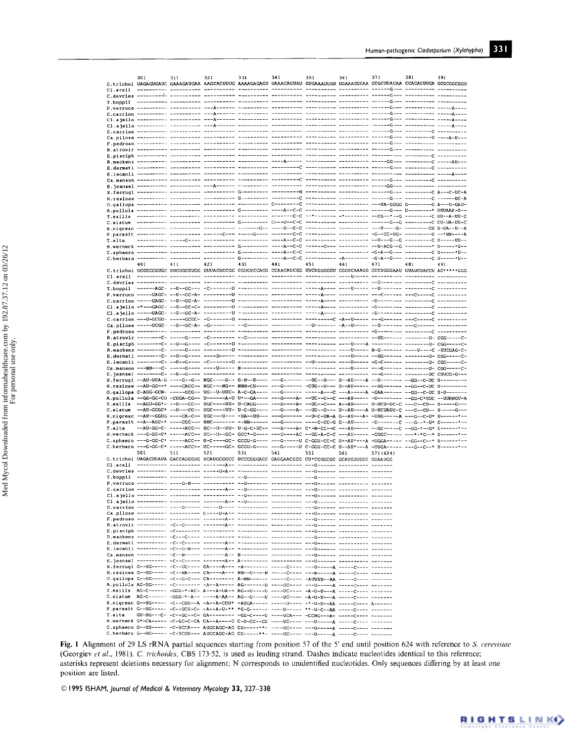```
          301        311        321        331        341        351        361        371        381        391
C.trichoi UAGAGUGAUC GAAAGAUGAA AAGCACUUUG AAAAGAGAGU UAAACAGUAU GUGAAAUUGU UGAAAGGGAA GCGCUUACAA CCAGACUUGA GCGCGGCGGU
Cl.arxii  ---------- ---------- ---------- ---------- ---------- ---------- ---------- ------G--- ---------- ----------
C.devries ---------- ---------- ---------- ---------- ---------- ---------- ---------- ------G--- ---------- ----------
T.boppii  ---------- ---------- ---------- ---------- ---------- ---------- ---------- ------G--- ---------- ----------
P.verruco ---------- ---------- ---A------ ---------- ---------- ---------- ---------- ------G--- ---------- -----A----
C.carrion ---------- ---------- ---A------ ---------- ---------- ---------- ---------- ------G--- ---------- -----A----
Cl.ajello ---------- ---------- ---A------ ---------- ---------- ---------- ---------- ------G--- ---------- -----A----
Cl.ajello ---------- ---------- ---A------ ---------- ---------- ---------- ---------- ------G--- ---------- -----A----
C.carrion ---------- ---------- ---------- ---------- ---------- ---------- ---------- ------G--- ---------C ----------
Ca.pilose ---------- ---------- ---------- ---------- ---------- ---------- ---------- ------G--- ---------U ----A-U---
F.pedroso ---------- ---------- ---------- ---------- ---------- ---------- ---------- ------G--- ---------- ----------
R.atrovir ---------- ---------- ---------- ---------- ---------- ---------- ---------- ------G--- ---------- ----------
E.pisciph ---------- ---------- ---------- ---------- ---------- ---------- ---------- ---------- ---------C ----------
R.mackenz ---------- ---------- ---------- ---------- ----A----- ---------- ---------- -----GG--- ---------C -----AU---
E.dermati ---------- ---------- ---------- ---------- ---------C ---------- ---------- ------G--- ---------C ----------
E.lecanii ---------- ---------- ---------- ---------- ---------- ---------- ---------- ---------- ---------- -----A----
Ca.manson ---------- ---------- ---------- ---------- ---------C ---------- ---------- ---------- ---------C ----------
E.jeansel ---------- ---------- ---A------ ---------- ---------- ---------- ---------- -----GG--- ---------- ----------
X.ferrugi ---------- ---------- ---------- G--------- ---------N ---------- ---------- ------G--- ---------C A---C-UC-A
H.resinae ---------- ---------- ---------- G--------- ---------C ---------- ---------- ------G--- ---------C ------UC-A
O.gallopa ---------- ---------- ---------- ---------- C--------C ---------- ---------- ---UA-GUGG G--------G A---U-GAU-
A.pullula ---------- ---------- ---------- G--------- ----A--C-C ---------- ---------- ------G--- U--------* UUUAAA-U--
T.exilis  ---------- ---------- ---------- ---------- -------C-C --*------- -*-------- --CG--*--G ---------C UU--A-UU-C
C.elatum  ---------- ---------- ---------- G--------- C---U--C-C ---------- ---------- ------G--G ---------C CU-UA-UU-C
X.nigresc ---------- ---------- ---------- ------G--- ---U--C-C- ---------- ---------- ---U----G- ---------CU U-UA--U--A
P.parasit ---------- ---------- ------C--- -----G---- -------C-C ---------- ---------- -G--CC-UG- ---------U --*NN---A
T.alta    ---------- -----C---- ---------- ---------- ----A--C-C ---------- ---------- --U---G--G ---------C U------UU--
H.werneck ---------- ---------- ---------- G--------- ----A--C-C ------C--- ---------- --U-ACG--G ---------* U------*U--
C.sphaero ---------- ---------- ---------- G--------- ----A--C-C ---------- ---------- -C-A--G--- ---------C U------*U--
C.herbaru ---------- ---------- ---------- G--------- ----A--C-C ---------- -A-------- -G-A--G--- ---------C U------*U--
          401        411        421        431        441        451        461        471        481        491
C.trichoi UCCCCCUUGC UUCUGCUUGG GUUACUCCGC CGUGUCCAGG CCAACAUCGG UUCUGGGGCU CGGUCAAAGG CCCUGGGAAU GUAUCUACCU AC*****GGG
Cl.arxii  ---------- ---------- ---------- ---------- ---------- ---------- ----U----- ---------- ---------- ----------
C.devries ---------- ---------- ---------- ---------- ---------- ---------- ---------- --U------- ---------C ----------
T.boppii  ------AGC- --U--GC--- -C-------U ---------- ---------- -----A---- ----U----- --U------- ---------C ----------
P.verruco -----UAGC- --U--GC-A- ---------U ---------- ---------- -----A---- ---------- ---C------ ---C-----C ----------
C.carrion -----UAGC- --U--GC-A- ---------U ---------- ---------- -----A---- ---------- -U-------- ---------C ----------
Cl.ajello -*---GAGC- --U--GC-C- ---------U ---------- ---------- -----A---- ---------- -U-------- ---------C ----------
Cl.ajello -----UAGC- --U--GC-A- ---------U ---------- ---------- -----A---- ---------- -U-------- ---------C ----------
C.carrion ---U-GCGU- -----GCGC- -G-------U ---------- ---------C -A--U----- ---------- ---G------ ---C-----C ----------
Ca.pilose -----UCGC- --U--GC-A- -G-------- -----C---- ---------- --U------- -A--U----- -U-------- ---C------ ----------
F.pedroso ---------- ---------- ---------- ---------- ---------- ---------- ---------- -U-------- ---------C ----------
R.atrovir --------C- -----G---- -C-------- --C------- ---------- ---------- ---------- --UG------ --------U- CGG------C-
E.pisciph --------C- --U--G---- -C-------U ---------- ---------- ---------- ----U----A ---------- --------U- CGG------C-
R.mackenz --------C- -----C---- ---------U ---------- ---------- ---------- ----U----- N-G------- ----U----C -UUCGAG-C-
E.dermati --------C- --U--G---- ----U----- ---------- ---------- ---------- ----U----- --UG------ --------U- CGG------C-
E.lecanii --------C- --U--G---- -C-------U ---------- ---------- --U------- ----U----- -G-C------ --------U- CGG------C-
Ca.manson ---NN---C- -----G---- ----U----- N--------- ---------- ---------- ----U----- ---G------ --------U- CGG------C-
E.jeansel --------C- --U--G---- ---------- ---------- ---------- ---------- ---------- ---G------ ---------UC CUUCG-G---
X.ferrugi --AU-UCA-G -----C--G- NGC-----G- G-N--U---- ---G------ --UC--U--- U--AU----A --U------- --GG--C-UC U---------
H.resinae --AU-GG--* ----CACC-- NGC----NG- NNN-CU---- ---G------ -CUG--U--- U--AU----- --UG------ --GG--C-UC U---------
O.gallopa C-AGG-GCN- -----CCG-- UG--U-UUC- A-C-GA---- ---G------ -----A---C ---A-----A -GAA------ --GG--C-UC U-U-------
A.pullula --GG-GG-CU -CUGA-CG-- U-------A-U U*---GA--- ---G-----A- --UC--C--C ---AU----- -U-------- --GG-C*UUC --UUNNGU-A
T.exilis  --AGU-GG*- --U---CC-- UGC----UU- U-CAGG---- ---G-----A- --UG--C--- A--AU----- U-UCU-UC-C ---C--CU-- U-----G---
C.elatum  --AU-GCGC* --U---CC-- UGC----UU- U-C-GG---- ---G-----A- --UG--C--- U--AU----A U-UCUAUC-C ---C--CU-- U-----G---
X.nigresc --AU--GGUG ----CA-C-- UGC----U-- -UA--UU--- ---G------ --U-C-UA-A G--AU---A- -UUG------A ---G--C-U* U------*--
P.parasit --A--AGC-* -----CGC-- NNC------- --NN------ ---G------ ---C-CC-G- G--AU----- -U--------C ---G--*-U* C------*--
T.alta    --AU-GG-C- -----ACC-- UC--U--UU- U-G-C-UC-- ---G-----A- C*-N-CC--C ---AU----- --GC------C --GG-*--U* C------*--
H.werneck ---G-GG-C* -----ACC-- UC--U--GC- GCC*-G---- ---G-----AC --GC-A-C-C ---AU----- -CUGC----- ---*-*C--* U-------*--
C.sphaero ---G-GG-C* -----ACC-- U-C-----GC- GCGU-G---- ---G-----U C-GGU-CC-C U--AU*---A -UGGA----- --GG--C--* U-------*--
C.herbaru ---G-GG-C* -----ACC-- UC-----GC- GCGU-G---- ---G-----U C-GGU-CC-C U--AU*---A -UUGA----- ---G--C--* U-------*--
          501        511        521        531        541        551        561        571(624)
C.trichoi UAGACUUAUA GACCAGGGUG UCAUGCGGCC UCCCGGGACC GAGCAACCCC CU*CCGGCUC GCAUGUUGGC GUAAUGC
Cl.arxii  ---------- ---------- -------A-- ---------- ---------- ---U------ ---------- -------
C.devries ---------- ---------- -------U-A-- ---------- ---------- ---U------ ---------- -------
T.boppii  ---------- ---------- ---------- --U------- ---------- ---U------ ---------- -------
P.verruco ---------- ------G-N--- ---------- --U------- ---------- ---U------ ---------- -------
C.carrion ---------- ---------- -------A-- --U------- ---------- ---U------ ---------- -------
Cl.ajello ---------- ---------- ---------- --U------- ---------- ---U------ ---------- -------
Cl.ajello ---------- ---------- -------A-- --U------- ---------- ---U------ ---------- -------
C.carrion ---------- ----C----- -----U---- ---------- ---------- ---U------ ---------- -------
Ca.pilose ---------- ---------- C-----U-A-- ---------- ---------- ---U------ ---------- -------
F.pedroso ---------- ---------- -------A-- ---------- ---------- ---U------ ---------- -------
R.atrovir ---------- -C--C----- -------A-- ---------- ---------- ---U------ ---------- -------
E.pisciph ---------- -C-------- ---------- ---------- ---------- ---U------ ---------- -------
R.mackenz ---------- -C--C----- ---------- ---------- ---------- ---U------ ---------- -------
E.dermati ---------- -C--C----- -------A-- ---------- ---------- ---U------ ---------- -------
E.lecanii ---------- -C--G-N--- -------A-- ---------- ---------- ---U------ ---------- -------
Ca.manson ---------- -C--N----- -------A-- N--------- ---------- ---U------ ---------- -------
E.jeansel ---------- -C--C----- -------A-- A--------- ---------- ---U------ ---------- -------
X.ferrugi G--UG----- -C--UC---- CA----A--- -A-------- -----C---- ---U-----A -----C---- -------
H.resinae G--UG----- -C--NA---- CA----A--- NN--U----N -----C---- ---N-----A -----C---- -------
O.gallopa G--UG----- -C--G-C--- CA-------- A-NN------ -----C---- -AUUUU--AA -----C---- -------
A.pullula AG-UG----- -C-------- -A--A----- AG-------U ----UC---- ---U-----A -----C---- -------
T.exilis  AG-C------ -GGG-*-AC- A---A-UA-- AG---U---U ----UC---- -A-U-U---A -----C---- -------
C.elatum  AG-C------ -GGG-*-A-- ----A-AA-- AG--U----U ----UC---- -A-U-U---A -----C---- -------
X.nigresc G--UG----- -C--CUU--A -A--A-CUU* -AUGA----- -----U---- -*-U-U--AA -----C---- A------
P.parasit G--UG----- -C--UCU-C- -A--A-U-** *G-G------ ----U----- **-U-C--AA -----C---- -------
T.alta    GU-UG----C- -C--GC--C- GA-------- -GG-C----U ----UCA--- -CCNG---A- -----C---- -------
H.werneck G*-CA----- -C-GC-C-CA CA--A----G C-U-CC--GU ----UC---- ---U-----A -----C---- -------
C.sphaero G--UG----- -C-UCCA--- AUGCAGC-AG CG-----**- ----UC---- ---U-----A -----C---- -------
C.herbaru G--UG----- -C-UCUU--- AUGCAGC-AG CG-----**- ----UC---- ---U-----A -----C---- -------
```

**Fig. 1** Alignment of 29 LS rRNA partial sequences starting from position 57 of the 5′ end until position 624 with reference to *S. cerevisiae* (Georgiev *et al.*, 1981). *C. trichoides*, CBS 173·52, is used as leading strand. Dashes indicate nucleotides identical to this reference; asterisks represent deletions necessary for alignment; N corresponds to unidentified nucleotides. Only sequences differing by at least one position are listed.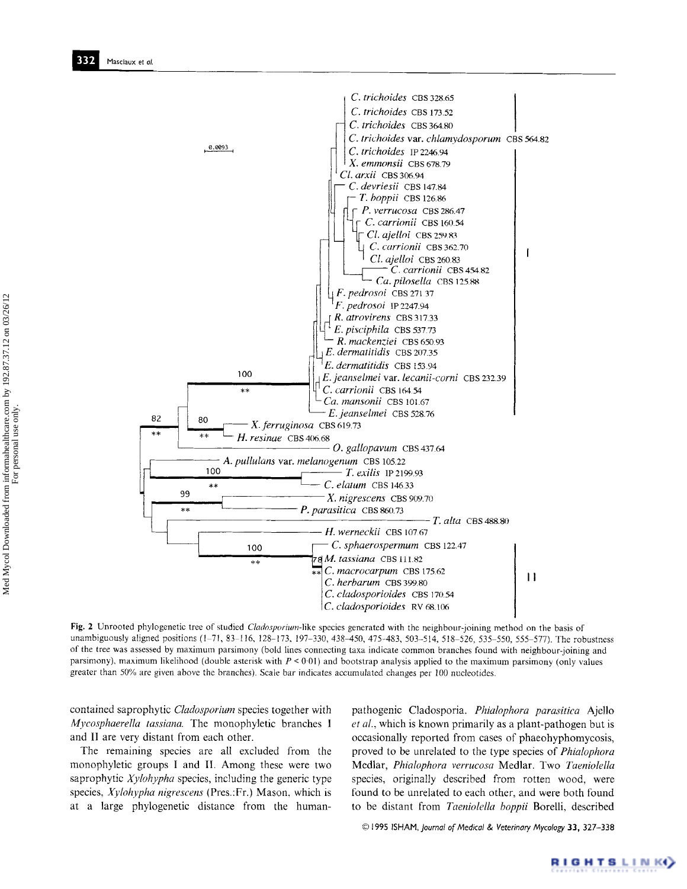C. trichoides CBS 328.65
C. trichoides CBS 173.52
C. trichoides CBS 364.80
C. trichoides var. chlamydosporum CBS 564.82
C. trichoides IP 2246.94
X. emmonsii CBS 678.79
Cl. arxii CBS 306.94
C. devriesii CBS 147.84
T. boppii CBS 126.86
P. verrucosa CBS 286.47
C. carrionii CBS 160.54
Cl. ajelloi CBS 259.83
C. carrionii CBS 362.70
Cl. ajelloi CBS 260.83
C. carrionii CBS 454.82
Ca. pilosella CBS 125.88
F. pedrosoi CBS 271.37
F. pedrosoi IP 2247.94
R. atrovirens CBS 317.33
E. pisciphila CBS 537.73
R. mackenziei CBS 650.93
E. dermatitidis CBS 207.35
E. dermatitidis CBS 153.94
E. jeanselmei var. lecanii-corni CBS 232.39
C. carrionii CBS 164.54
Ca. mansonii CBS 101.67
E. jeanselmei CBS 528.76
X. ferruginosa CBS 619.73
H. resinae CBS 406.68
O. gallopavum CBS 437.64
A. pullulans var. melanogenum CBS 105.22
T. exilis IP 2199.93
C. elatum CBS 146.33
X. nigrescens CBS 909.70
P. parasitica CBS 860.73
T. alta CBS 488.80
H. werneckii CBS 107.67
C. sphaerospermum CBS 122.47
M. tassiana CBS 111.82
C. macrocarpum CBS 175.62
C. herbarum CBS 399.80
C. cladosporioides CBS 170.54
C. cladosporioides RV 68.106

0.0093 | 100 ** | 82 ** | 80 ** | 100 ** | 99 ** | 100 ** | 78 ** | I | II

**Fig. 2** Unrooted phylogenetic tree of studied *Cladosporium*-like species generated with the neighbour-joining method on the basis of unambiguously aligned positions (1–71, 83–116, 128–173, 197–330, 438–450, 475–483, 503–514, 518–526, 535–550, 555–577). The robustness of the tree was assessed by maximum parsimony (bold lines connecting taxa indicate common branches found with neighbour-joining and parsimony), maximum likelihood (double asterisk with $P < 0.01$) and bootstrap analysis applied to the maximum parsimony (only values greater than 50% are given above the branches). Scale bar indicates accumulated changes per 100 nucleotides.

contained saprophytic *Cladosporium* species together with *Mycosphaerella tassiana*. The monophyletic branches I and II are very distant from each other.

The remaining species are all excluded from the monophyletic groups I and II. Among these were two saprophytic *Xylohypha* species, including the generic type species, *Xylohypha nigrescens* (Pres.:Fr.) Mason, which is at a large phylogenetic distance from the human-pathogenic Cladosporia. *Phialophora parasitica* Ajello *et al.*, which is known primarily as a plant-pathogen but is occasionally reported from cases of phaeohyphomycosis, proved to be unrelated to the type species of *Phialophora* Medlar, *Phialophora verrucosa* Medlar. Two *Taeniolella* species, originally described from rotten wood, were found to be unrelated to each other, and were both found to be distant from *Taeniolella boppii* Borelli, described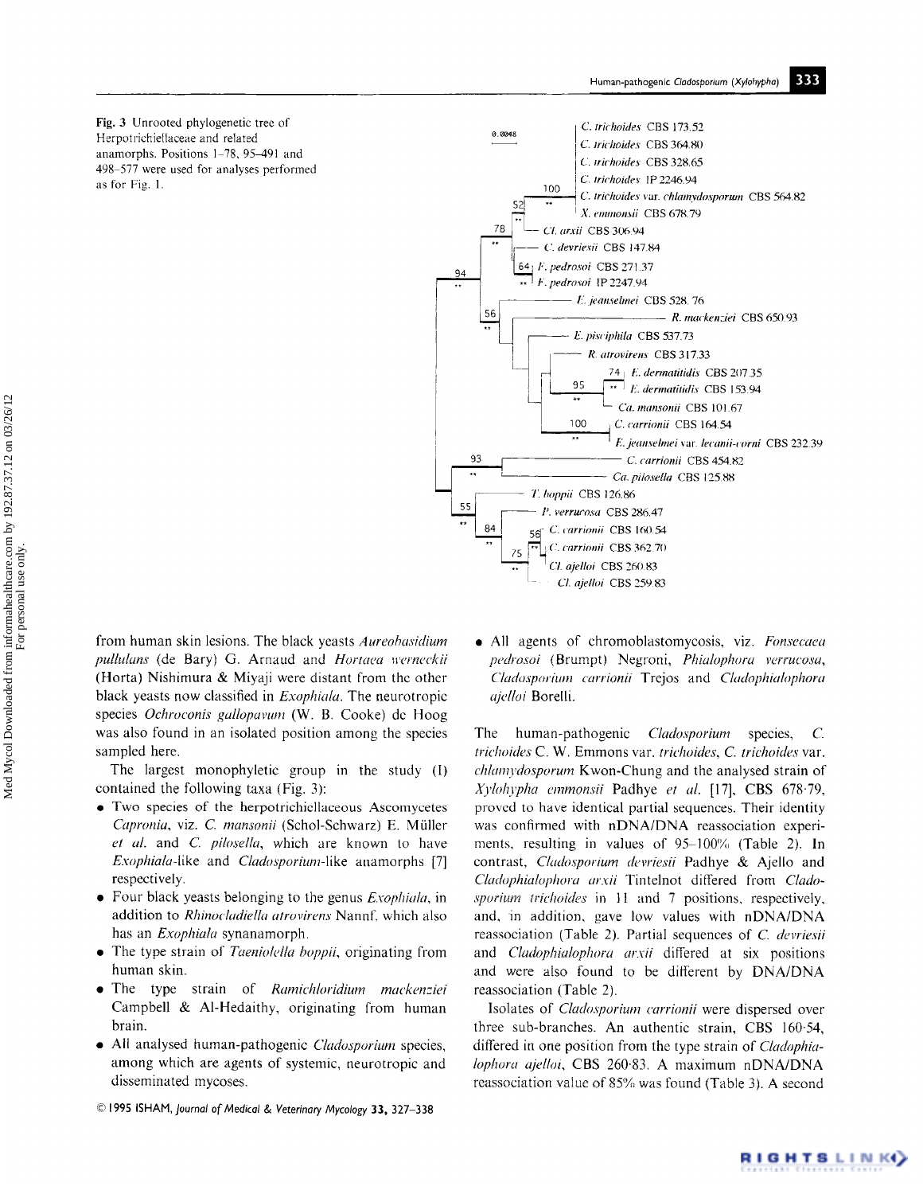**Fig. 3** Unrooted phylogenetic tree of Herpotrichiellaceae and related anamorphs. Positions 1–78, 95–491 and 498–577 were used for analyses performed as for Fig. 1.

from human skin lesions. The black yeasts *Aureobasidium pullulans* (de Bary) G. Arnaud and *Hortaea werneckii* (Horta) Nishimura & Miyaji were distant from the other black yeasts now classified in *Exophiala*. The neurotropic species *Ochroconis gallopavum* (W. B. Cooke) de Hoog was also found in an isolated position among the species sampled here.

The largest monophyletic group in the study (I) contained the following taxa (Fig. 3):

- Two species of the herpotrichiellaceous Ascomycetes *Capronia*, viz. *C. mansonii* (Schol-Schwarz) E. Müller *et al.* and *C. pilosella*, which are known to have *Exophiala*-like and *Cladosporium*-like anamorphs [7] respectively.
- Four black yeasts belonging to the genus *Exophiala*, in addition to *Rhinocladiella atrovirens* Nannf. which also has an *Exophiala* synanamorph.
- The type strain of *Taeniolella boppii*, originating from human skin.
- The type strain of *Ramichloridium mackenziei* Campbell & Al-Hedaithy, originating from human brain.
- All analysed human-pathogenic *Cladosporium* species, among which are agents of systemic, neurotropic and disseminated mycoses.
- All agents of chromoblastomycosis, viz. *Fonsecaea pedrosoi* (Brumpt) Negroni, *Phialophora verrucosa*, *Cladosporium carrionii* Trejos and *Cladophialophora ajelloi* Borelli.

The human-pathogenic *Cladosporium* species, *C. trichoides* C. W. Emmons var. *trichoides*, *C. trichoides* var. *chlamydosporum* Kwon-Chung and the analysed strain of *Xylohypha emmonsii* Padhye *et al.* [17], CBS 678·79, proved to have identical partial sequences. Their identity was confirmed with nDNA/DNA reassociation experiments, resulting in values of 95–100% (Table 2). In contrast, *Cladosporium devriesii* Padhye & Ajello and *Cladophialophora arxii* Tintelnot differed from *Cladosporium trichoides* in 11 and 7 positions, respectively, and, in addition, gave low values with nDNA/DNA reassociation (Table 2). Partial sequences of *C. devriesii* and *Cladophialophora arxii* differed at six positions and were also found to be different by DNA/DNA reassociation (Table 2).

Isolates of *Cladosporium carrionii* were dispersed over three sub-branches. An authentic strain, CBS 160·54, differed in one position from the type strain of *Cladophialophora ajelloi*, CBS 260·83. A maximum nDNA/DNA reassociation value of 85% was found (Table 3). A second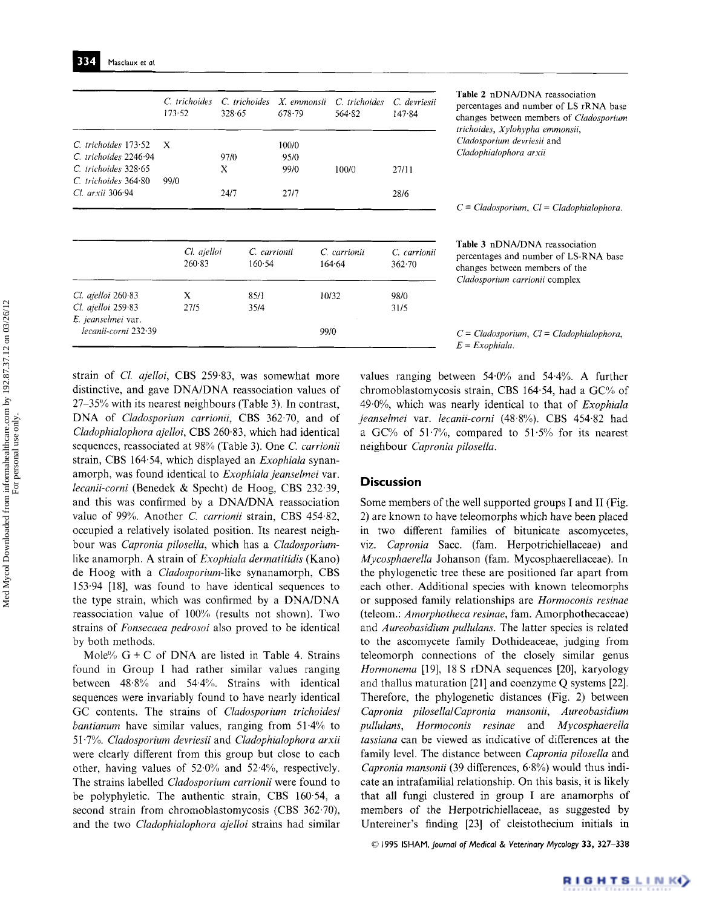**Table 2** nDNA/DNA reassociation percentages and number of LS rRNA base changes between members of *Cladosporium trichoides*, *Xylohypha emmonsii*, *Cladosporium devriesii* and *Cladophialophora arxii*

| | *C. trichoides* 173·52 | *C. trichoides* 328·65 | *X. emmonsii* 678·79 | *C. trichoides* 564·82 | *C. devriesii* 147·84 |
|---|---|---|---|---|---|
| *C. trichoides* 173·52 | X | | 100/0 | | |
| *C. trichoides* 2246·94 | | 97/0 | 95/0 | | |
| *C. trichoides* 328·65 | | X | 99/0 | 100/0 | 27/11 |
| *C. trichoides* 364·80 | 99/0 | | | | |
| *Cl. arxii* 306·94 | | 24/7 | 27/7 | | 28/6 |

*C* = *Cladosporium*, *Cl* = *Cladophialophora*.

**Table 3** nDNA/DNA reassociation percentages and number of LS-RNA base changes between members of the *Cladosporium carrionii* complex

| | *Cl. ajelloi* 260·83 | *C. carrionii* 160·54 | *C. carrionii* 164·64 | *C. carrionii* 362·70 |
|---|---|---|---|---|
| *Cl. ajelloi* 260·83 | X | 85/1 | 10/32 | 98/0 |
| *Cl. ajelloi* 259·83 | 27/5 | 35/4 | | 31/5 |
| *E. jeanselmei* var. *lecanii-corni* 232·39 | | | 99/0 | |

*C* = *Cladosporium*, *Cl* = *Cladophialophora*, *E* = *Exophiala*.

strain of *Cl. ajelloi*, CBS 259·83, was somewhat more distinctive, and gave DNA/DNA reassociation values of 27–35% with its nearest neighbours (Table 3). In contrast, DNA of *Cladosporium carrionii*, CBS 362·70, and of *Cladophialophora ajelloi*, CBS 260·83, which had identical sequences, reassociated at 98% (Table 3). One *C. carrionii* strain, CBS 164·54, which displayed an *Exophiala* synanamorph, was found identical to *Exophiala jeanselmei* var. *lecanii-corni* (Benedek & Specht) de Hoog, CBS 232·39, and this was confirmed by a DNA/DNA reassociation value of 99%. Another *C. carrionii* strain, CBS 454·82, occupied a relatively isolated position. Its nearest neighbour was *Capronia pilosella*, which has a *Cladosporium*-like anamorph. A strain of *Exophiala dermatitidis* (Kano) de Hoog with a *Cladosporium*-like synanamorph, CBS 153·94 [18], was found to have identical sequences to the type strain, which was confirmed by a DNA/DNA reassociation value of 100% (results not shown). Two strains of *Fonsecaea pedrosoi* also proved to be identical by both methods.

Mole% G + C of DNA are listed in Table 4. Strains found in Group I had rather similar values ranging between 48·8% and 54·4%. Strains with identical sequences were invariably found to have nearly identical GC contents. The strains of *Cladosporium trichoides/bantianum* have similar values, ranging from 51·4% to 51·7%. *Cladosporium devriesii* and *Cladophialophora arxii* were clearly different from this group but close to each other, having values of 52·0% and 52·4%, respectively. The strains labelled *Cladosporium carrionii* were found to be polyphyletic. The authentic strain, CBS 160·54, a second strain from chromoblastomycosis (CBS 362·70), and the two *Cladophialophora ajelloi* strains had similar values ranging between 54·0% and 54·4%. A further chromoblastomycosis strain, CBS 164·54, had a GC% of 49·0%, which was nearly identical to that of *Exophiala jeanselmei* var. *lecanii-corni* (48·8%). CBS 454·82 had a GC% of 51·7%, compared to 51·5% for its nearest neighbour *Capronia pilosella*.

## Discussion

Some members of the well supported groups I and II (Fig. 2) are known to have teleomorphs which have been placed in two different families of bitunicate ascomycetes, viz. *Capronia* Sacc. (fam. Herpotrichiellaceae) and *Mycosphaerella* Johanson (fam. Mycosphaerellaceae). In the phylogenetic tree these are positioned far apart from each other. Additional species with known teleomorphs or supposed family relationships are *Hormoconis resinae* (teleom.: *Amorphotheca resinae*, fam. Amorphothecaceae) and *Aureobasidium pullulans*. The latter species is related to the ascomycete family Dothideaceae, judging from teleomorph connections of the closely similar genus *Hormonema* [19], 18 S rDNA sequences [20], karyology and thallus maturation [21] and coenzyme Q systems [22]. Therefore, the phylogenetic distances (Fig. 2) between *Capronia pilosella*/*Capronia mansonii*, *Aureobasidium pullulans*, *Hormoconis resinae* and *Mycosphaerella tassiana* can be viewed as indicative of differences at the family level. The distance between *Capronia pilosella* and *Capronia mansonii* (39 differences, 6·8%) would thus indicate an intrafamilial relationship. On this basis, it is likely that all fungi clustered in group I are anamorphs of members of the Herpotrichiellaceae, as suggested by Untereiner's finding [23] of cleistothecium initials in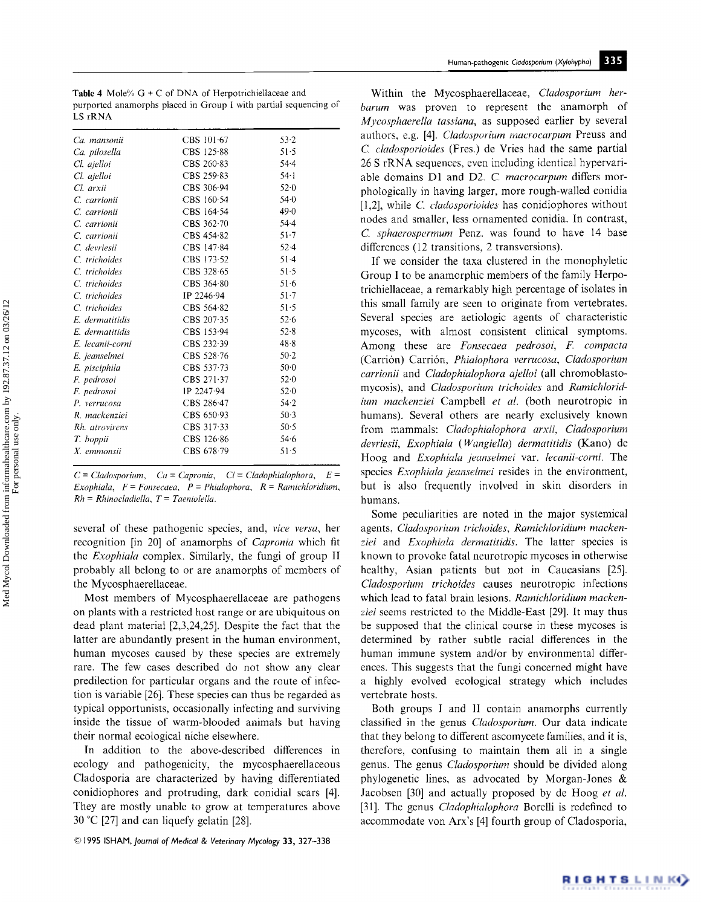**Table 4** Mole% G + C of DNA of Herpotrichiellaceae and purported anamorphs placed in Group I with partial sequencing of LS rRNA

| | | |
|---|---|---|
| *Ca. mansonii* | CBS 101·67 | 53·2 |
| *Ca. pilosella* | CBS 125·88 | 51·5 |
| *Cl. ajelloi* | CBS 260·83 | 54·4 |
| *Cl. ajelloi* | CBS 259·83 | 54·1 |
| *Cl. arxii* | CBS 306·94 | 52·0 |
| *C. carrionii* | CBS 160·54 | 54·0 |
| *C. carrionii* | CBS 164·54 | 49·0 |
| *C. carrionii* | CBS 362·70 | 54·4 |
| *C. carrionii* | CBS 454·82 | 51·7 |
| *C. devriesii* | CBS 147·84 | 52·4 |
| *C. trichoides* | CBS 173·52 | 51·4 |
| *C. trichoides* | CBS 328·65 | 51·5 |
| *C. trichoides* | CBS 364·80 | 51·6 |
| *C. trichoides* | IP 2246·94 | 51·7 |
| *C. trichoides* | CBS 564·82 | 51·5 |
| *E. dermatitidis* | CBS 207·35 | 52·6 |
| *E. dermatitidis* | CBS 153·94 | 52·8 |
| *E. lecanii-corni* | CBS 232·39 | 48·8 |
| *E. jeanselmei* | CBS 528·76 | 50·2 |
| *E. pisciphila* | CBS 537·73 | 50·0 |
| *F. pedrosoi* | CBS 271·37 | 52·0 |
| *F. pedrosoi* | IP 2247·94 | 52·0 |
| *P. verrucosa* | CBS 286·47 | 54·2 |
| *R. mackenziei* | CBS 650·93 | 50·3 |
| *Rh. atrovirens* | CBS 317·33 | 50·5 |
| *T. boppii* | CBS 126·86 | 54·6 |
| *X. emmonsii* | CBS 678·79 | 51·5 |

*C* = *Cladosporium*, *Ca* = *Capronia*, *Cl* = *Cladophialophora*, *E* = *Exophiala*, *F* = *Fonsecaea*, *P* = *Phialophora*, *R* = *Ramichloridium*, *Rh* = *Rhinocladiella*, *T* = *Taeniolella*.

several of these pathogenic species, and, *vice versa*, her recognition [in 20] of anamorphs of *Capronia* which fit the *Exophiala* complex. Similarly, the fungi of group II probably all belong to or are anamorphs of members of the Mycosphaerellaceae.

Most members of Mycosphaerellaceae are pathogens on plants with a restricted host range or are ubiquitous on dead plant material [2,3,24,25]. Despite the fact that the latter are abundantly present in the human environment, human mycoses caused by these species are extremely rare. The few cases described do not show any clear predilection for particular organs and the route of infection is variable [26]. These species can thus be regarded as typical opportunists, occasionally infecting and surviving inside the tissue of warm-blooded animals but having their normal ecological niche elsewhere.

In addition to the above-described differences in ecology and pathogenicity, the mycosphaerellaceous Cladosporia are characterized by having differentiated conidiophores and protruding, dark conidial scars [4]. They are mostly unable to grow at temperatures above 30 °C [27] and can liquefy gelatin [28].

Within the Mycosphaerellaceae, *Cladosporium herbarum* was proven to represent the anamorph of *Mycosphaerella tassiana*, as supposed earlier by several authors, e.g. [4]. *Cladosporium macrocarpum* Preuss and *C. cladosporioides* (Fres.) de Vries had the same partial 26 S rRNA sequences, even including identical hypervariable domains D1 and D2. *C. macrocarpum* differs morphologically in having larger, more rough-walled conidia [1,2], while *C. cladosporioides* has conidiophores without nodes and smaller, less ornamented conidia. In contrast, *C. sphaerospermum* Penz. was found to have 14 base differences (12 transitions, 2 transversions).

If we consider the taxa clustered in the monophyletic Group I to be anamorphic members of the family Herpotrichiellaceae, a remarkably high percentage of isolates in this small family are seen to originate from vertebrates. Several species are aetiologic agents of characteristic mycoses, with almost consistent clinical symptoms. Among these are *Fonsecaea pedrosoi*, *F. compacta* (Carrión) Carrión, *Phialophora verrucosa*, *Cladosporium carrionii* and *Cladophialophora ajelloi* (all chromoblastomycosis), and *Cladosporium trichoides* and *Ramichloridium mackenziei* Campbell *et al.* (both neurotropic in humans). Several others are nearly exclusively known from mammals: *Cladophialophora arxii*, *Cladosporium devriesii*, *Exophiala* (*Wangiella*) *dermatitidis* (Kano) de Hoog and *Exophiala jeanselmei* var. *lecanii-corni*. The species *Exophiala jeanselmei* resides in the environment, but is also frequently involved in skin disorders in humans.

Some peculiarities are noted in the major systemical agents, *Cladosporium trichoides*, *Ramichloridium mackenziei* and *Exophiala dermatitidis*. The latter species is known to provoke fatal neurotropic mycoses in otherwise healthy, Asian patients but not in Caucasians [25]. *Cladosporium trichoides* causes neurotropic infections which lead to fatal brain lesions. *Ramichloridium mackenziei* seems restricted to the Middle-East [29]. It may thus be supposed that the clinical course in these mycoses is determined by rather subtle racial differences in the human immune system and/or by environmental differences. This suggests that the fungi concerned might have a highly evolved ecological strategy which includes vertebrate hosts.

Both groups I and II contain anamorphs currently classified in the genus *Cladosporium*. Our data indicate that they belong to different ascomycete families, and it is, therefore, confusing to maintain them all in a single genus. The genus *Cladosporium* should be divided along phylogenetic lines, as advocated by Morgan-Jones & Jacobsen [30] and actually proposed by de Hoog *et al.* [31]. The genus *Cladophialophora* Borelli is redefined to accommodate von Arx's [4] fourth group of Cladosporia,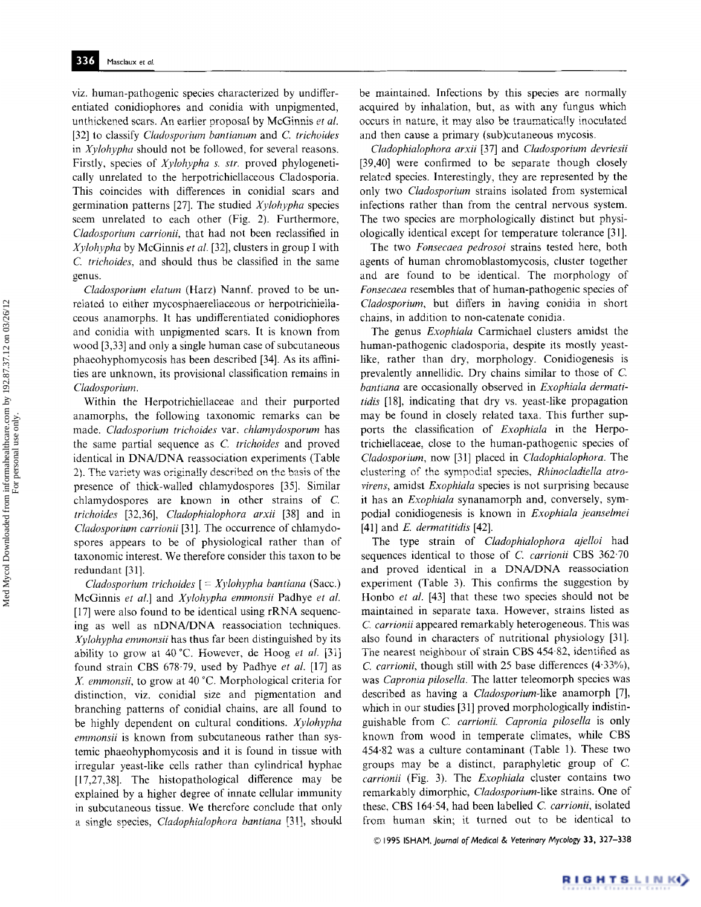viz. human-pathogenic species characterized by undifferentiated conidiophores and conidia with unpigmented, unthickened scars. An earlier proposal by McGinnis *et al.* [32] to classify *Cladosporium bantianum* and *C. trichoides* in *Xylohypha* should not be followed, for several reasons. Firstly, species of *Xylohypha s. str.* proved phylogenetically unrelated to the herpotrichiellaceous Cladosporia. This coincides with differences in conidial scars and germination patterns [27]. The studied *Xylohypha* species seem unrelated to each other (Fig. 2). Furthermore, *Cladosporium carrionii*, that had not been reclassified in *Xylohypha* by McGinnis *et al.* [32], clusters in group I with *C. trichoides*, and should thus be classified in the same genus.

*Cladosporium elatum* (Harz) Nannf. proved to be unrelated to either mycosphaerellaceous or herpotrichiellaceous anamorphs. It has undifferentiated conidiophores and conidia with unpigmented scars. It is known from wood [3,33] and only a single human case of subcutaneous phaeohyphomycosis has been described [34]. As its affinities are unknown, its provisional classification remains in *Cladosporium*.

Within the Herpotrichiellaceae and their purported anamorphs, the following taxonomic remarks can be made. *Cladosporium trichoides* var. *chlamydosporum* has the same partial sequence as *C. trichoides* and proved identical in DNA/DNA reassociation experiments (Table 2). The variety was originally described on the basis of the presence of thick-walled chlamydospores [35]. Similar chlamydospores are known in other strains of *C. trichoides* [32,36], *Cladophialophora arxii* [38] and in *Cladosporium carrionii* [31]. The occurrence of chlamydospores appears to be of physiological rather than of taxonomic interest. We therefore consider this taxon to be redundant [31].

*Cladosporium trichoides* [= *Xylohypha bantiana* (Sacc.) McGinnis *et al.*] and *Xylohypha emmonsii* Padhye *et al.* [17] were also found to be identical using rRNA sequencing as well as nDNA/DNA reassociation techniques. *Xylohypha emmonsii* has thus far been distinguished by its ability to grow at 40 °C. However, de Hoog *et al.* [31] found strain CBS 678·79, used by Padhye *et al.* [17] as *X. emmonsii*, to grow at 40 °C. Morphological criteria for distinction, viz. conidial size and pigmentation and branching patterns of conidial chains, are all found to be highly dependent on cultural conditions. *Xylohypha emmonsii* is known from subcutaneous rather than systemic phaeohyphomycosis and it is found in tissue with irregular yeast-like cells rather than cylindrical hyphae [17,27,38]. The histopathological difference may be explained by a higher degree of innate cellular immunity in subcutaneous tissue. We therefore conclude that only a single species, *Cladophialophora bantiana* [31], should be maintained. Infections by this species are normally acquired by inhalation, but, as with any fungus which occurs in nature, it may also be traumatically inoculated and then cause a primary (sub)cutaneous mycosis.

*Cladophialophora arxii* [37] and *Cladosporium devriesii* [39,40] were confirmed to be separate though closely related species. Interestingly, they are represented by the only two *Cladosporium* strains isolated from systemical infections rather than from the central nervous system. The two species are morphologically distinct but physiologically identical except for temperature tolerance [31].

The two *Fonsecaea pedrosoi* strains tested here, both agents of human chromoblastomycosis, cluster together and are found to be identical. The morphology of *Fonsecaea* resembles that of human-pathogenic species of *Cladosporium*, but differs in having conidia in short chains, in addition to non-catenate conidia.

The genus *Exophiala* Carmichael clusters amidst the human-pathogenic cladosporia, despite its mostly yeast-like, rather than dry, morphology. Conidiogenesis is prevalently annellidic. Dry chains similar to those of *C. bantiana* are occasionally observed in *Exophiala dermatitidis* [18], indicating that dry vs. yeast-like propagation may be found in closely related taxa. This further supports the classification of *Exophiala* in the Herpotrichiellaceae, close to the human-pathogenic species of *Cladosporium*, now [31] placed in *Cladophialophora*. The clustering of the sympodial species, *Rhinocladiella atrovirens*, amidst *Exophiala* species is not surprising because it has an *Exophiala* synanamorph and, conversely, sympodial conidiogenesis is known in *Exophiala jeanselmei* [41] and *E. dermatitidis* [42].

The type strain of *Cladophialophora ajelloi* had sequences identical to those of *C. carrionii* CBS 362·70 and proved identical in a DNA/DNA reassociation experiment (Table 3). This confirms the suggestion by Honbo *et al.* [43] that these two species should not be maintained in separate taxa. However, strains listed as *C. carrionii* appeared remarkably heterogeneous. This was also found in characters of nutritional physiology [31]. The nearest neighbour of strain CBS 454·82, identified as *C. carrionii*, though still with 25 base differences (4·33%), was *Capronia pilosella*. The latter teleomorph species was described as having a *Cladosporium*-like anamorph [7], which in our studies [31] proved morphologically indistinguishable from *C. carrionii*. *Capronia pilosella* is only known from wood in temperate climates, while CBS 454·82 was a culture contaminant (Table 1). These two groups may be a distinct, paraphyletic group of *C. carrionii* (Fig. 3). The *Exophiala* cluster contains two remarkably dimorphic, *Cladosporium*-like strains. One of these, CBS 164·54, had been labelled *C. carrionii*, isolated from human skin; it turned out to be identical to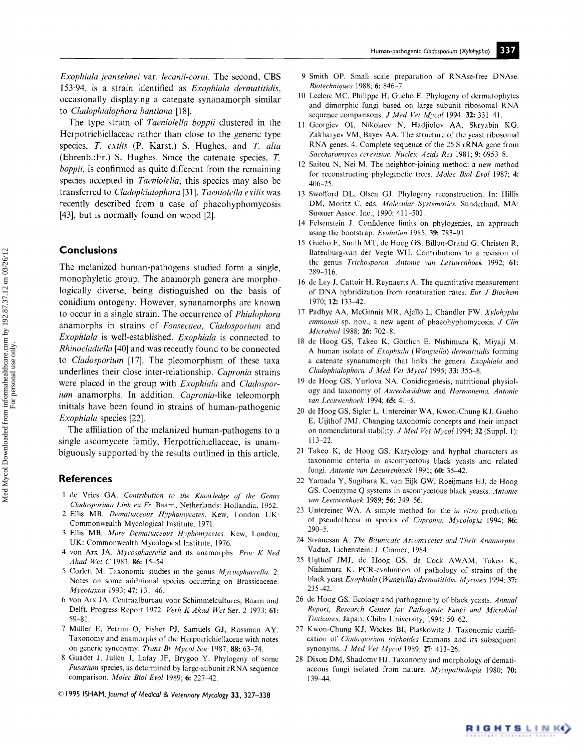*Exophiala jeanselmei* var. *lecanii-corni*. The second, CBS 153·94, is a strain identified as *Exophiala dermatitidis*, occasionally displaying a catenate synanamorph similar to *Cladophialophora bantiana* [18].

The type strain of *Taeniolella boppii* clustered in the Herpotrichiellaceae rather than close to the generic type species, *T. exilis* (P. Karst.) S. Hughes, and *T. alta* (Ehrenb.:Fr.) S. Hughes. Since the catenate species, *T. boppii*, is confirmed as quite different from the remaining species accepted in *Taeniolella*, this species may also be transferred to *Cladophialophora* [31]. *Taeniolella exilis* was recently described from a case of phaeohyphomycosis [43], but is normally found on wood [2].

## Conclusions

The melanized human-pathogens studied form a single, monophyletic group. The anamorph genera are morphologically diverse, being distinguished on the basis of conidium ontogeny. However, synanamorphs are known to occur in a single strain. The occurrence of *Phialophora* anamorphs in strains of *Fonsecaea*, *Cladosporium* and *Exophiala* is well-established. *Exophiala* is connected to *Rhinocladiella* [40] and was recently found to be connected to *Cladosporium* [17]. The pleomorphism of these taxa underlines their close inter-relationship. *Capronia* strains were placed in the group with *Exophiala* and *Cladosporium* anamorphs. In addition, *Capronia*-like teleomorph initials have been found in strains of human-pathogenic *Exophiala* species [22].

The affiliation of the melanized human-pathogens to a single ascomycete family, Herpotrichiellaceae, is unambiguously supported by the results outlined in this article.

## References

1 de Vries GA. *Contribution to the Knowledge of the Genus Cladosporium Link ex Fr.* Baarn, Netherlands: Hollandia, 1952.

2 Ellis MB. *Dematiaceous Hyphomycetes*. Kew, London UK: Commonwealth Mycological Institute, 1971.

3 Ellis MB. *More Dematiaceous Hyphomycetes*. Kew, London, UK: Commonwealth Mycological Institute, 1976.

4 von Arx JA. *Mycosphaerella* and its anamorphs. *Proc K Ned Akad Wet C* 1983; **86:** 15–54.

5 Corlett M. Taxonomic studies in the genus *Mycosphaerella*. 2. Notes on some additional species occurring on Brassicaceae. *Mycotaxon* 1993; **47:** 131–46.

6 von Arx JA. Centraalbureau voor Schimmelcultures, Baarn and Delft. Progress Report 1972. *Verh K Akad Wet* Ser. 2 1973; **61:** 59–81.

7 Müller E, Petrini O, Fisher PJ, Samuels GJ, Rossman AY. Taxonomy and anamorphs of the Herpotrichiellaceae with notes on generic synonymy. *Trans Br Mycol Soc* 1987; **88:** 63–74.

8 Guadet J, Julien J, Lafay JF, Brygoo Y. Phylogeny of some *Fusarium* species, as determined by large-subunit rRNA sequence comparison. *Molec Biol Evol* 1989; **6:** 227–42.

9 Smith OP. Small scale preparation of RNAse-free DNAse. *Biotechniques* 1988; **6:** 846–7.

10 Leclerc MC, Philippe H, Guého E. Phylogeny of dermatophytes and dimorphic fungi based on large subunit ribosomal RNA sequence comparisons. *J Med Vet Mycol* 1994; **32:** 331–41.

11 Georgiev OI, Nikolaev N, Hadjiolov AA, Skryabin KG, Zakharyev VM, Bayev AA. The structure of the yeast ribosomal RNA genes. 4. Complete sequence of the 25 S rRNA gene from *Saccharomyces cerevisiae*. *Nucleic Acids Res* 1981; **9:** 6953–8.

12 Saitou N, Nei M. The neighbor-joining method: a new method for reconstructing phylogenetic trees. *Molec Biol Evol* 1987; **4:** 406–25.

13 Swofford DL, Olsen GJ. Phylogeny reconstruction. In: Hillis DM, Moritz C, eds. *Molecular Systematics*. Sunderland, MA: Sinauer Assoc. Inc., 1990: 411–501.

14 Felsenstein J. Confidence limits on phylogenies, an approach using the bootstrap. *Evolution* 1985; **39:** 783–91.

15 Guého E, Smith MT, de Hoog GS, Billon-Grand G, Christen R, Batenburg-van der Vegte WH. Contributions to a revision of the genus *Trichosporon*. *Antonie van Leeuwenhoek* 1992; **61:** 289–316.

16 de Ley J, Cattoir H, Reynaerts A. The quantitative measurement of DNA hybridization from renaturation rates. *Eur J Biochem* 1970; **12:** 133–42.

17 Padhye AA, McGinnis MR, Ajello L, Chandler FW. *Xylohypha emmonsii* sp. nov., a new agent of phaeohyphomycosis. *J Clin Microbiol* 1988; **26:** 702–8.

18 de Hoog GS, Takeo K, Göttlich E, Nishimura K, Miyaji M. A human isolate of *Exophiala* (*Wangiella*) *dermatitidis* forming a catenate synanamorph that links the genera *Exophiala* and *Cladophialophora*. *J Med Vet Mycol* 1995; **33:** 355–8.

19 de Hoog GS, Yurlova NA. Conidiogenesis, nutritional physiology and taxonomy of *Aureobasidium* and *Hormonema*. *Antonie van Leeuwenhoek* 1994; **65:** 41–5.

20 de Hoog GS, Sigler L, Untereiner WA, Kwon-Chung KJ, Guého E, Uijthof JMJ. Changing taxonomic concepts and their impact on nomenclatural stability. *J Med Vet Mycol* 1994; **32** (Suppl. 1): 113–22.

21 Takeo K, de Hoog GS. Karyology and hyphal characters as taxonomic criteria in ascomycetous black yeasts and related fungi. *Antonie van Leeuwenhoek* 1991; **60:** 35–42.

22 Yamada Y, Sugihara K, van Eijk GW, Roeijmans HJ, de Hoog GS. Coenzyme Q systems in ascomycetous black yeasts. *Antonie van Leeuwenhoek* 1989; **56:** 349–56.

23 Untereiner WA. A simple method for the *in vitro* production of pseudothecia in species of *Capronia*. *Mycologia* 1994; **86:** 290–5.

24 Sivanesan A. *The Bitunicate Ascomycetes and Their Anamorphs*. Vaduz, Lichenstein: J. Cramer, 1984.

25 Uijthof JMJ, de Hoog GS, de Cock AWAM, Takeo K, Nishimura K. PCR-evaluation of pathology of strains of the black yeast *Exophiala* (*Wangiella*) *dermatitidis*. *Mycoses* 1994; **37:** 235–42.

26 de Hoog GS. Ecology and pathogenicity of black yeasts. *Annual Report, Research Center for Pathogenic Fungi and Microbial Toxicoses*. Japan: Chiba University, 1994: 50–62.

27 Kwon-Chung KJ, Wickes BI, Plaskowitz J. Taxonomic clarification of *Cladosporium trichoides* Emmons and its subsequent synonyms. *J Med Vet Mycol* 1989; **27:** 413–26.

28 Dixon DM, Shadomy HJ. Taxonomy and morphology of dematiaceous fungi isolated from nature. *Mycopathologia* 1980; **70:** 139–44.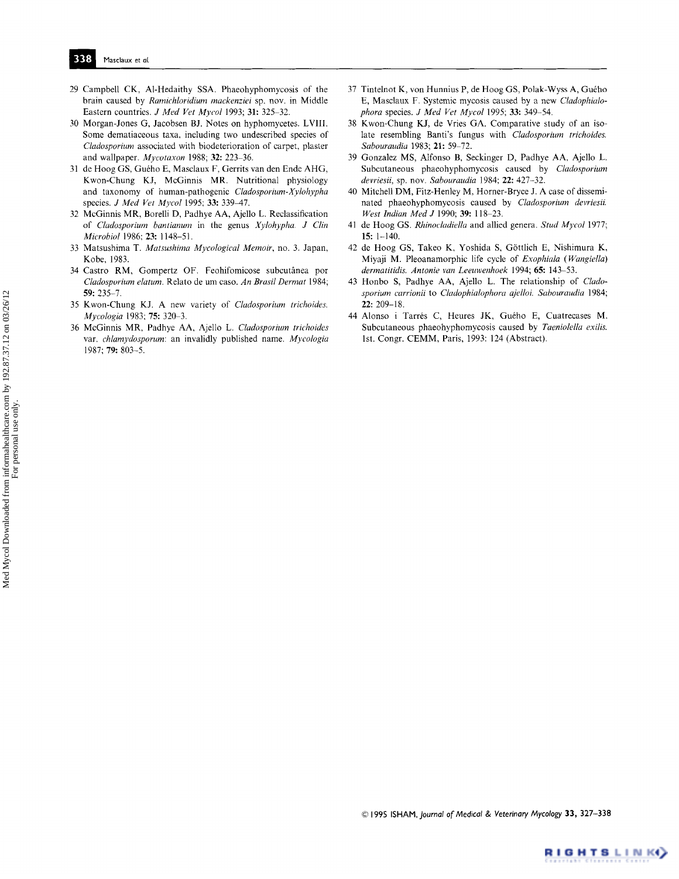29 Campbell CK, Al-Hedaithy SSA. Phaeohyphomycosis of the brain caused by *Ramichloridium mackenziei* sp. nov. in Middle Eastern countries. *J Med Vet Mycol* 1993; **31:** 325–32.

30 Morgan-Jones G, Jacobsen BJ. Notes on hyphomycetes. LVIII. Some dematiaceous taxa, including two undescribed species of *Cladosporium* associated with biodeterioration of carpet, plaster and wallpaper. *Mycotaxon* 1988; **32:** 223–36.

31 de Hoog GS, Guého E, Masclaux F, Gerrits van den Ende AHG, Kwon-Chung KJ, McGinnis MR. Nutritional physiology and taxonomy of human-pathogenic *Cladosporium-Xylohypha* species. *J Med Vet Mycol* 1995; **33:** 339–47.

32 McGinnis MR, Borelli D, Padhye AA, Ajello L. Reclassification of *Cladosporium bantianum* in the genus *Xylohypha*. *J Clin Microbiol* 1986; **23:** 1148–51.

33 Matsushima T. *Matsushima Mycological Memoir*, no. 3. Japan, Kobe, 1983.

34 Castro RM, Gompertz OF. Feohifomicose subcutânea por *Cladosporium elatum*. Relato de um caso. *An Brasil Dermat* 1984; **59:** 235–7.

35 Kwon-Chung KJ. A new variety of *Cladosporium trichoides*. *Mycologia* 1983; **75:** 320–3.

36 McGinnis MR, Padhye AA, Ajello L. *Cladosporium trichoides* var. *chlamydosporum*: an invalidly published name. *Mycologia* 1987; **79:** 803–5.

37 Tintelnot K, von Hunnius P, de Hoog GS, Polak-Wyss A, Guého E, Masclaux F. Systemic mycosis caused by a new *Cladophialophora* species. *J Med Vet Mycol* 1995; **33:** 349–54.

38 Kwon-Chung KJ, de Vries GA. Comparative study of an isolate resembling Banti's fungus with *Cladosporium trichoides*. *Sabouraudia* 1983; **21:** 59–72.

39 Gonzalez MS, Alfonso B, Seckinger D, Padhye AA, Ajello L. Subcutaneous phaeohyphomycosis caused by *Cladosporium devriesii*, sp. nov. *Sabouraudia* 1984; **22:** 427–32.

40 Mitchell DM, Fitz-Henley M, Horner-Bryce J. A case of disseminated phaeohyphomycosis caused by *Cladosporium devriesii*. *West Indian Med J* 1990; **39:** 118–23.

41 de Hoog GS. *Rhinocladiella* and allied genera. *Stud Mycol* 1977; **15:** 1–140.

42 de Hoog GS, Takeo K, Yoshida S, Göttlich E, Nishimura K, Miyaji M. Pleoanamorphic life cycle of *Exophiala* (*Wangiella*) *dermatitidis*. *Antonie van Leeuwenhoek* 1994; **65:** 143–53.

43 Honbo S, Padhye AA, Ajello L. The relationship of *Cladosporium carrionii* to *Cladophialophora ajelloi*. *Sabouraudia* 1984; **22:** 209–18.

44 Alonso i Tarrés C, Heures JK, Guého E, Cuatrecases M. Subcutaneous phaeohyphomycosis caused by *Taeniolella exilis*. 1st. Congr. CEMM, Paris, 1993: 124 (Abstract).